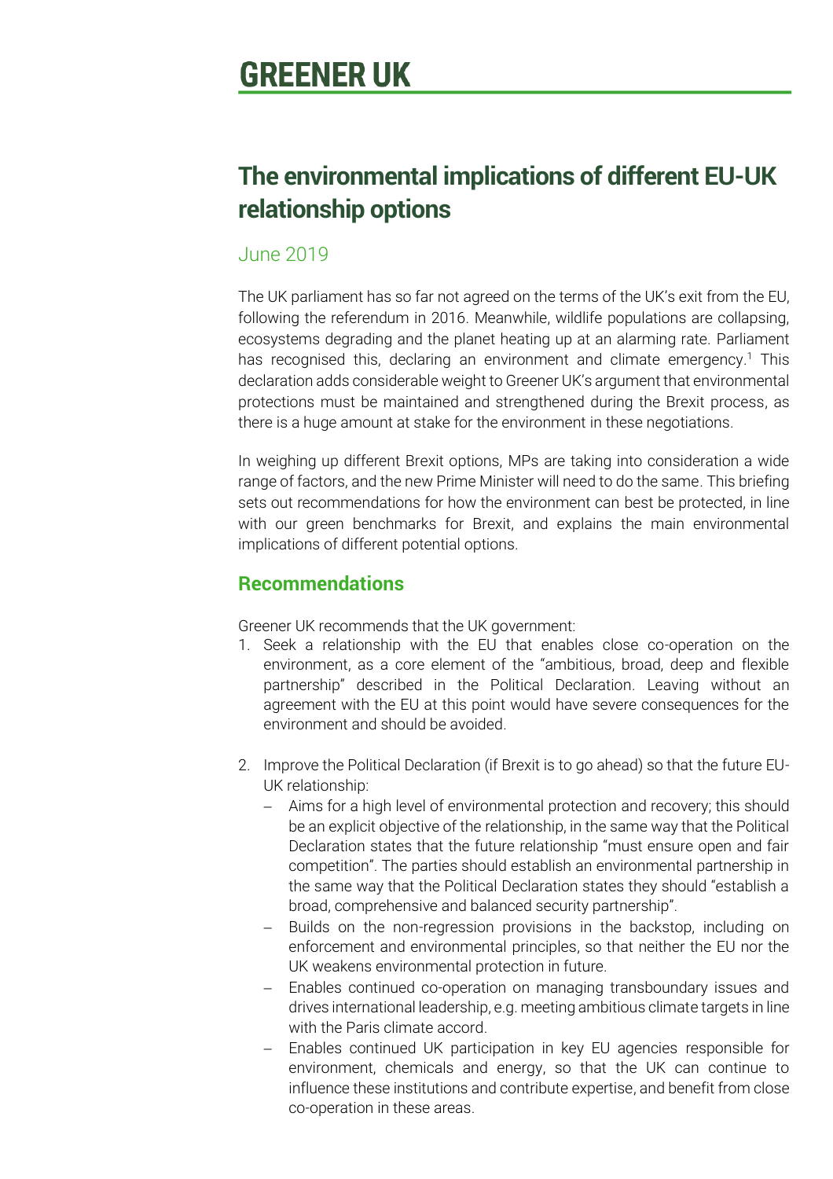# GREENER UK

## The environmental implications of different EU-UK relationship options

June 2019

The UK parliament has so far not agreed on the terms of the UK's exit from the EU, following the referendum in 2016. Meanwhile, wildlife populations are collapsing, ecosystems degrading and the planet heating up at an alarming rate. Parliament has recognised this, declaring an environment and climate emergency.[1] This declaration adds considerable weight to Greener UK's argument that environmental protections must be maintained and strengthened during the Brexit process, as there is a huge amount at stake for the environment in these negotiations.

In weighing up different Brexit options, MPs are taking into consideration a wide range of factors, and the new Prime Minister will need to do the same. This briefing sets out recommendations for how the environment can best be protected, in line with our green benchmarks for Brexit, and explains the main environmental implications of different potential options.

### Recommendations

Greener UK recommends that the UK government:

1. Seek a relationship with the EU that enables close co-operation on the environment, as a core element of the "ambitious, broad, deep and flexible partnership" described in the Political Declaration. Leaving without an agreement with the EU at this point would have severe consequences for the environment and should be avoided.

2. Improve the Political Declaration (if Brexit is to go ahead) so that the future EU-UK relationship:
   - Aims for a high level of environmental protection and recovery; this should be an explicit objective of the relationship, in the same way that the Political Declaration states that the future relationship "must ensure open and fair competition". The parties should establish an environmental partnership in the same way that the Political Declaration states they should "establish a broad, comprehensive and balanced security partnership".
   - Builds on the non-regression provisions in the backstop, including on enforcement and environmental principles, so that neither the EU nor the UK weakens environmental protection in future.
   - Enables continued co-operation on managing transboundary issues and drives international leadership, e.g. meeting ambitious climate targets in line with the Paris climate accord.
   - Enables continued UK participation in key EU agencies responsible for environment, chemicals and energy, so that the UK can continue to influence these institutions and contribute expertise, and benefit from close co-operation in these areas.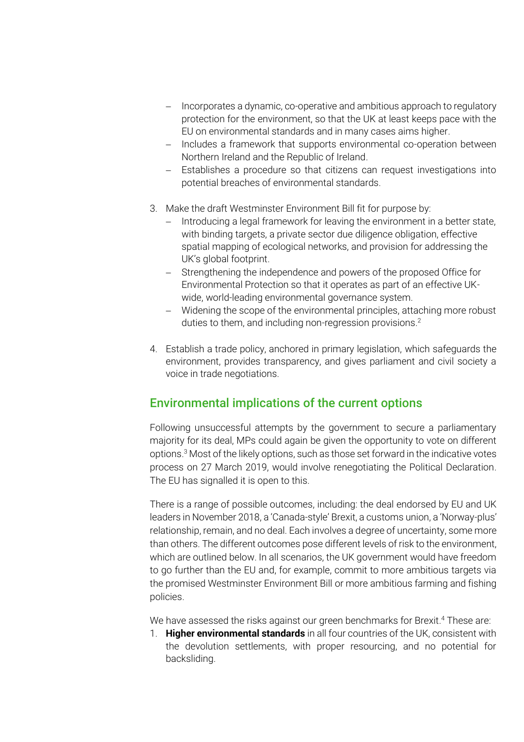- Incorporates a dynamic, co-operative and ambitious approach to regulatory protection for the environment, so that the UK at least keeps pace with the EU on environmental standards and in many cases aims higher.
  - Includes a framework that supports environmental co-operation between Northern Ireland and the Republic of Ireland.
  - Establishes a procedure so that citizens can request investigations into potential breaches of environmental standards.

3. Make the draft Westminster Environment Bill fit for purpose by:
   - Introducing a legal framework for leaving the environment in a better state, with binding targets, a private sector due diligence obligation, effective spatial mapping of ecological networks, and provision for addressing the UK's global footprint.
   - Strengthening the independence and powers of the proposed Office for Environmental Protection so that it operates as part of an effective UK-wide, world-leading environmental governance system.
   - Widening the scope of the environmental principles, attaching more robust duties to them, and including non-regression provisions.[2]

4. Establish a trade policy, anchored in primary legislation, which safeguards the environment, provides transparency, and gives parliament and civil society a voice in trade negotiations.

## Environmental implications of the current options

Following unsuccessful attempts by the government to secure a parliamentary majority for its deal, MPs could again be given the opportunity to vote on different options.[3] Most of the likely options, such as those set forward in the indicative votes process on 27 March 2019, would involve renegotiating the Political Declaration. The EU has signalled it is open to this.

There is a range of possible outcomes, including: the deal endorsed by EU and UK leaders in November 2018, a 'Canada-style' Brexit, a customs union, a 'Norway-plus' relationship, remain, and no deal. Each involves a degree of uncertainty, some more than others. The different outcomes pose different levels of risk to the environment, which are outlined below. In all scenarios, the UK government would have freedom to go further than the EU and, for example, commit to more ambitious targets via the promised Westminster Environment Bill or more ambitious farming and fishing policies.

We have assessed the risks against our green benchmarks for Brexit.[4] These are:

1. **Higher environmental standards** in all four countries of the UK, consistent with the devolution settlements, with proper resourcing, and no potential for backsliding.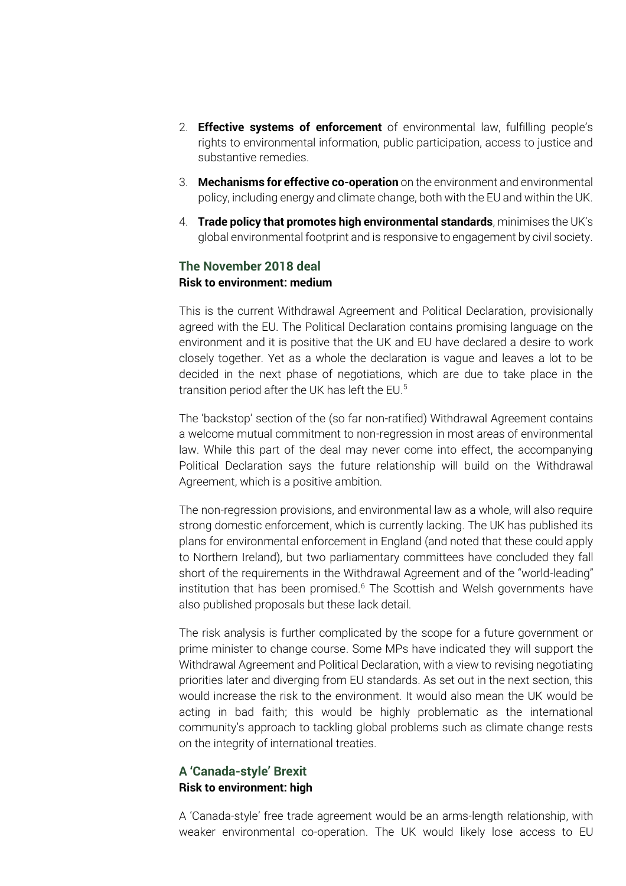2. **Effective systems of enforcement** of environmental law, fulfilling people's rights to environmental information, public participation, access to justice and substantive remedies.
3. **Mechanisms for effective co-operation** on the environment and environmental policy, including energy and climate change, both with the EU and within the UK.
4. **Trade policy that promotes high environmental standards**, minimises the UK's global environmental footprint and is responsive to engagement by civil society.

## The November 2018 deal

**Risk to environment: medium**

This is the current Withdrawal Agreement and Political Declaration, provisionally agreed with the EU. The Political Declaration contains promising language on the environment and it is positive that the UK and EU have declared a desire to work closely together. Yet as a whole the declaration is vague and leaves a lot to be decided in the next phase of negotiations, which are due to take place in the transition period after the UK has left the EU.[5]

The 'backstop' section of the (so far non-ratified) Withdrawal Agreement contains a welcome mutual commitment to non-regression in most areas of environmental law. While this part of the deal may never come into effect, the accompanying Political Declaration says the future relationship will build on the Withdrawal Agreement, which is a positive ambition.

The non-regression provisions, and environmental law as a whole, will also require strong domestic enforcement, which is currently lacking. The UK has published its plans for environmental enforcement in England (and noted that these could apply to Northern Ireland), but two parliamentary committees have concluded they fall short of the requirements in the Withdrawal Agreement and of the "world-leading" institution that has been promised.[6] The Scottish and Welsh governments have also published proposals but these lack detail.

The risk analysis is further complicated by the scope for a future government or prime minister to change course. Some MPs have indicated they will support the Withdrawal Agreement and Political Declaration, with a view to revising negotiating priorities later and diverging from EU standards. As set out in the next section, this would increase the risk to the environment. It would also mean the UK would be acting in bad faith; this would be highly problematic as the international community's approach to tackling global problems such as climate change rests on the integrity of international treaties.

## A 'Canada-style' Brexit

**Risk to environment: high**

A 'Canada-style' free trade agreement would be an arms-length relationship, with weaker environmental co-operation. The UK would likely lose access to EU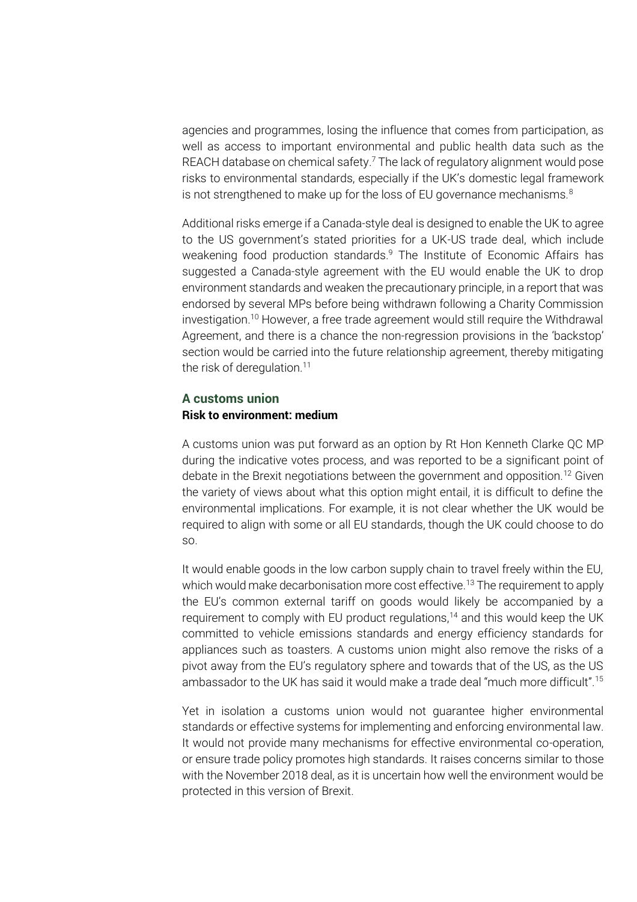agencies and programmes, losing the influence that comes from participation, as well as access to important environmental and public health data such as the REACH database on chemical safety.[7] The lack of regulatory alignment would pose risks to environmental standards, especially if the UK's domestic legal framework is not strengthened to make up for the loss of EU governance mechanisms.[8]

Additional risks emerge if a Canada-style deal is designed to enable the UK to agree to the US government's stated priorities for a UK-US trade deal, which include weakening food production standards.[9] The Institute of Economic Affairs has suggested a Canada-style agreement with the EU would enable the UK to drop environment standards and weaken the precautionary principle, in a report that was endorsed by several MPs before being withdrawn following a Charity Commission investigation.[10] However, a free trade agreement would still require the Withdrawal Agreement, and there is a chance the non-regression provisions in the 'backstop' section would be carried into the future relationship agreement, thereby mitigating the risk of deregulation.[11]

### A customs union

**Risk to environment: medium**

A customs union was put forward as an option by Rt Hon Kenneth Clarke QC MP during the indicative votes process, and was reported to be a significant point of debate in the Brexit negotiations between the government and opposition.[12] Given the variety of views about what this option might entail, it is difficult to define the environmental implications. For example, it is not clear whether the UK would be required to align with some or all EU standards, though the UK could choose to do so.

It would enable goods in the low carbon supply chain to travel freely within the EU, which would make decarbonisation more cost effective.[13] The requirement to apply the EU's common external tariff on goods would likely be accompanied by a requirement to comply with EU product regulations,[14] and this would keep the UK committed to vehicle emissions standards and energy efficiency standards for appliances such as toasters. A customs union might also remove the risks of a pivot away from the EU's regulatory sphere and towards that of the US, as the US ambassador to the UK has said it would make a trade deal "much more difficult".[15]

Yet in isolation a customs union would not guarantee higher environmental standards or effective systems for implementing and enforcing environmental law. It would not provide many mechanisms for effective environmental co-operation, or ensure trade policy promotes high standards. It raises concerns similar to those with the November 2018 deal, as it is uncertain how well the environment would be protected in this version of Brexit.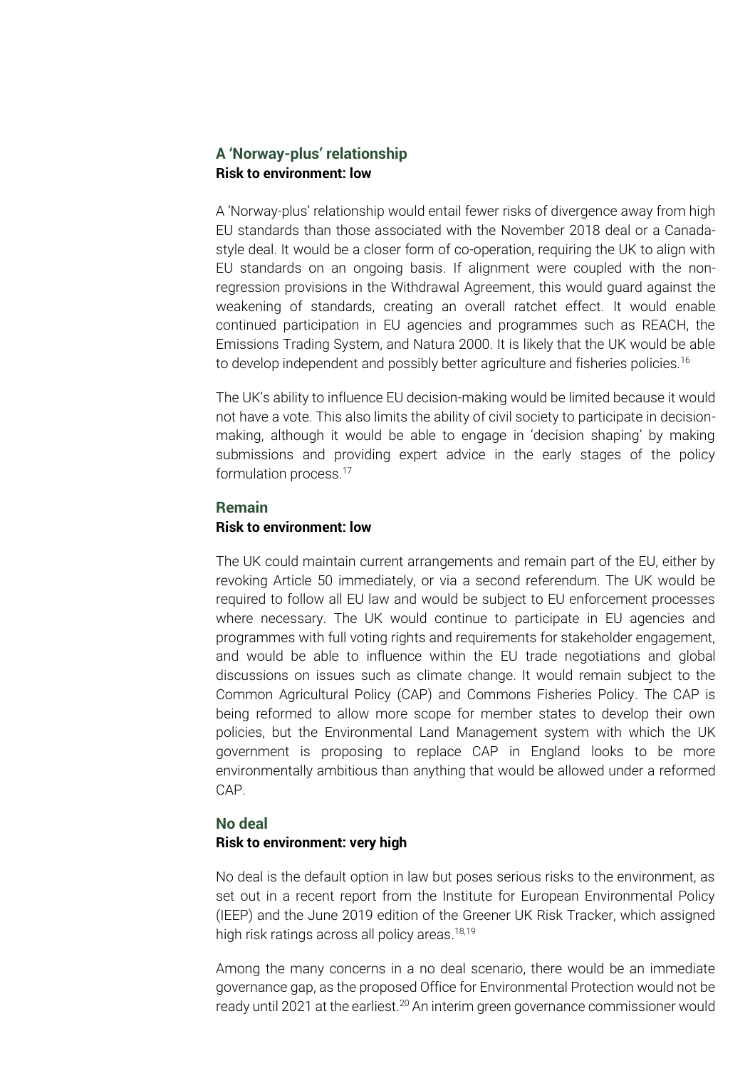### A 'Norway-plus' relationship

**Risk to environment: low**

A 'Norway-plus' relationship would entail fewer risks of divergence away from high EU standards than those associated with the November 2018 deal or a Canada-style deal. It would be a closer form of co-operation, requiring the UK to align with EU standards on an ongoing basis. If alignment were coupled with the non-regression provisions in the Withdrawal Agreement, this would guard against the weakening of standards, creating an overall ratchet effect. It would enable continued participation in EU agencies and programmes such as REACH, the Emissions Trading System, and Natura 2000. It is likely that the UK would be able to develop independent and possibly better agriculture and fisheries policies.[16]

The UK's ability to influence EU decision-making would be limited because it would not have a vote. This also limits the ability of civil society to participate in decision-making, although it would be able to engage in 'decision shaping' by making submissions and providing expert advice in the early stages of the policy formulation process.[17]

### Remain

**Risk to environment: low**

The UK could maintain current arrangements and remain part of the EU, either by revoking Article 50 immediately, or via a second referendum. The UK would be required to follow all EU law and would be subject to EU enforcement processes where necessary. The UK would continue to participate in EU agencies and programmes with full voting rights and requirements for stakeholder engagement, and would be able to influence within the EU trade negotiations and global discussions on issues such as climate change. It would remain subject to the Common Agricultural Policy (CAP) and Commons Fisheries Policy. The CAP is being reformed to allow more scope for member states to develop their own policies, but the Environmental Land Management system with which the UK government is proposing to replace CAP in England looks to be more environmentally ambitious than anything that would be allowed under a reformed CAP.

### No deal

**Risk to environment: very high**

No deal is the default option in law but poses serious risks to the environment, as set out in a recent report from the Institute for European Environmental Policy (IEEP) and the June 2019 edition of the Greener UK Risk Tracker, which assigned high risk ratings across all policy areas.[18,19]

Among the many concerns in a no deal scenario, there would be an immediate governance gap, as the proposed Office for Environmental Protection would not be ready until 2021 at the earliest.[20] An interim green governance commissioner would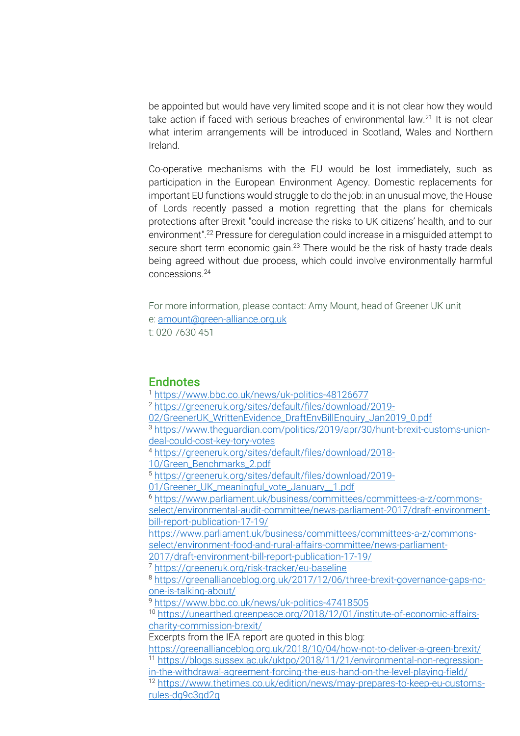be appointed but would have very limited scope and it is not clear how they would take action if faced with serious breaches of environmental law.[21] It is not clear what interim arrangements will be introduced in Scotland, Wales and Northern Ireland.

Co-operative mechanisms with the EU would be lost immediately, such as participation in the European Environment Agency. Domestic replacements for important EU functions would struggle to do the job: in an unusual move, the House of Lords recently passed a motion regretting that the plans for chemicals protections after Brexit "could increase the risks to UK citizens' health, and to our environment".[22] Pressure for deregulation could increase in a misguided attempt to secure short term economic gain.[23] There would be the risk of hasty trade deals being agreed without due process, which could involve environmentally harmful concessions.[24]

For more information, please contact: Amy Mount, head of Greener UK unit
e: amount@green-alliance.org.uk
t: 020 7630 451

## Endnotes

[1] https://www.bbc.co.uk/news/uk-politics-48126677
[2] https://greeneruk.org/sites/default/files/download/2019-02/GreenerUK_WrittenEvidence_DraftEnvBillEnquiry_Jan2019_0.pdf
[3] https://www.theguardian.com/politics/2019/apr/30/hunt-brexit-customs-union-deal-could-cost-key-tory-votes
[4] https://greeneruk.org/sites/default/files/download/2018-10/Green_Benchmarks_2.pdf
[5] https://greeneruk.org/sites/default/files/download/2019-01/Greener_UK_meaningful_vote_January__1.pdf
[6] https://www.parliament.uk/business/committees/committees-a-z/commons-select/environmental-audit-committee/news-parliament-2017/draft-environment-bill-report-publication-17-19/
https://www.parliament.uk/business/committees/committees-a-z/commons-select/environment-food-and-rural-affairs-committee/news-parliament-2017/draft-environment-bill-report-publication-17-19/
[7] https://greeneruk.org/risk-tracker/eu-baseline
[8] https://greenallianceblog.org.uk/2017/12/06/three-brexit-governance-gaps-no-one-is-talking-about/
[9] https://www.bbc.co.uk/news/uk-politics-47418505
[10] https://unearthed.greenpeace.org/2018/12/01/institute-of-economic-affairs-charity-commission-brexit/
Excerpts from the IEA report are quoted in this blog:
https://greenallianceblog.org.uk/2018/10/04/how-not-to-deliver-a-green-brexit/
[11] https://blogs.sussex.ac.uk/uktpo/2018/11/21/environmental-non-regression-in-the-withdrawal-agreement-forcing-the-eus-hand-on-the-level-playing-field/
[12] https://www.thetimes.co.uk/edition/news/may-prepares-to-keep-eu-customs-rules-dg9c3qd2q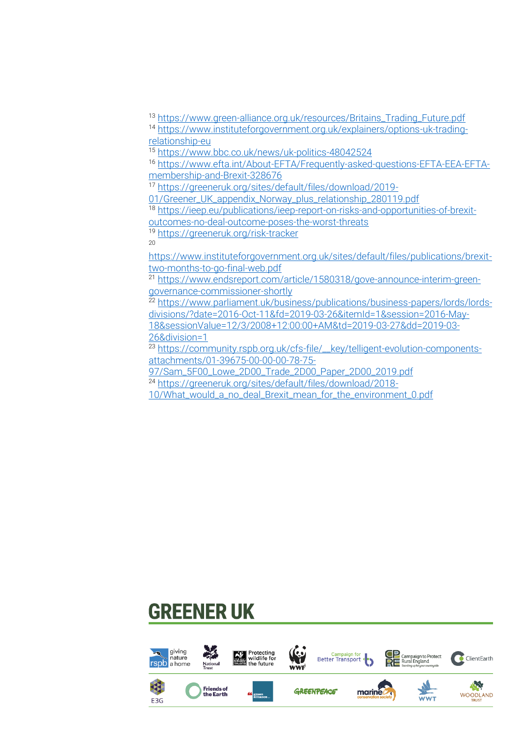[13] https://www.green-alliance.org.uk/resources/Britains_Trading_Future.pdf

[14] https://www.instituteforgovernment.org.uk/explainers/options-uk-trading-relationship-eu

[15] https://www.bbc.co.uk/news/uk-politics-48042524

[16] https://www.efta.int/About-EFTA/Frequently-asked-questions-EFTA-EEA-EFTA-membership-and-Brexit-328676

[17] https://greeneruk.org/sites/default/files/download/2019-01/Greener_UK_appendix_Norway_plus_relationship_280119.pdf

[18] https://ieep.eu/publications/ieep-report-on-risks-and-opportunities-of-brexit-outcomes-no-deal-outcome-poses-the-worst-threats

[19] https://greeneruk.org/risk-tracker

[20] https://www.instituteforgovernment.org.uk/sites/default/files/publications/brexit-two-months-to-go-final-web.pdf

[21] https://www.endsreport.com/article/1580318/gove-announce-interim-green-governance-commissioner-shortly

[22] https://www.parliament.uk/business/publications/business-papers/lords/lords-divisions/?date=2016-Oct-11&fd=2019-03-26&itemId=1&session=2016-May-18&sessionValue=12/3/2008+12:00:00+AM&td=2019-03-27&dd=2019-03-26&division=1

[23] https://community.rspb.org.uk/cfs-file/__key/telligent-evolution-components-attachments/01-39675-00-00-00-78-75-97/Sam_5F00_Lowe_2D00_Trade_2D00_Paper_2D00_2019.pdf

[24] https://greeneruk.org/sites/default/files/download/2018-10/What_would_a_no_deal_Brexit_mean_for_the_environment_0.pdf

# GREENER UK

RSPB – giving nature a home · National Trust · The Wildlife Trusts – Protecting wildlife for the future · WWF · Campaign for Better Transport · CPRE – Campaign to Protect Rural England – Standing up for your countryside · ClientEarth · E3G · Friends of the Earth · Green Alliance · Greenpeace · Marine Conservation Society · WWT · Woodland Trust